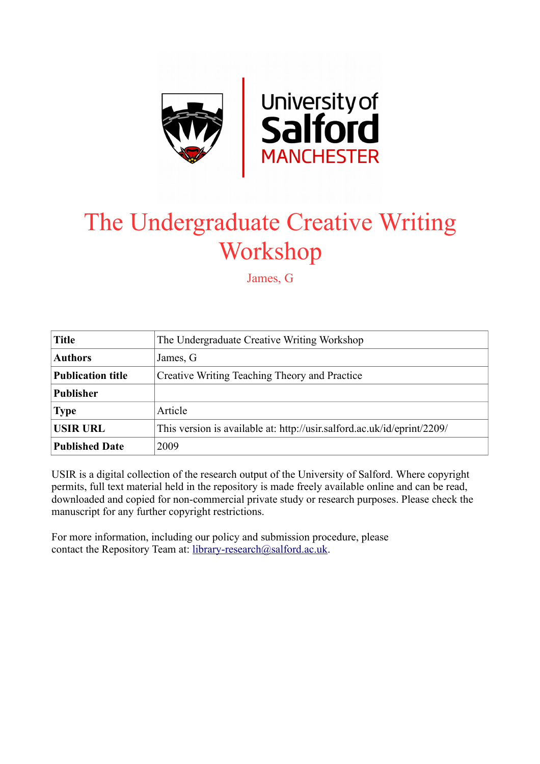# The Undergraduate Creative Writing Workshop

James, G

| Title | The Undergraduate Creative Writing Workshop |
|---|---|
| **Authors** | James, G |
| **Publication title** | Creative Writing Teaching Theory and Practice |
| **Publisher** | |
| **Type** | Article |
| **USIR URL** | This version is available at: http://usir.salford.ac.uk/id/eprint/2209/ |
| **Published Date** | 2009 |

USIR is a digital collection of the research output of the University of Salford. Where copyright permits, full text material held in the repository is made freely available online and can be read, downloaded and copied for non-commercial private study or research purposes. Please check the manuscript for any further copyright restrictions.

For more information, including our policy and submission procedure, please contact the Repository Team at: library-research@salford.ac.uk.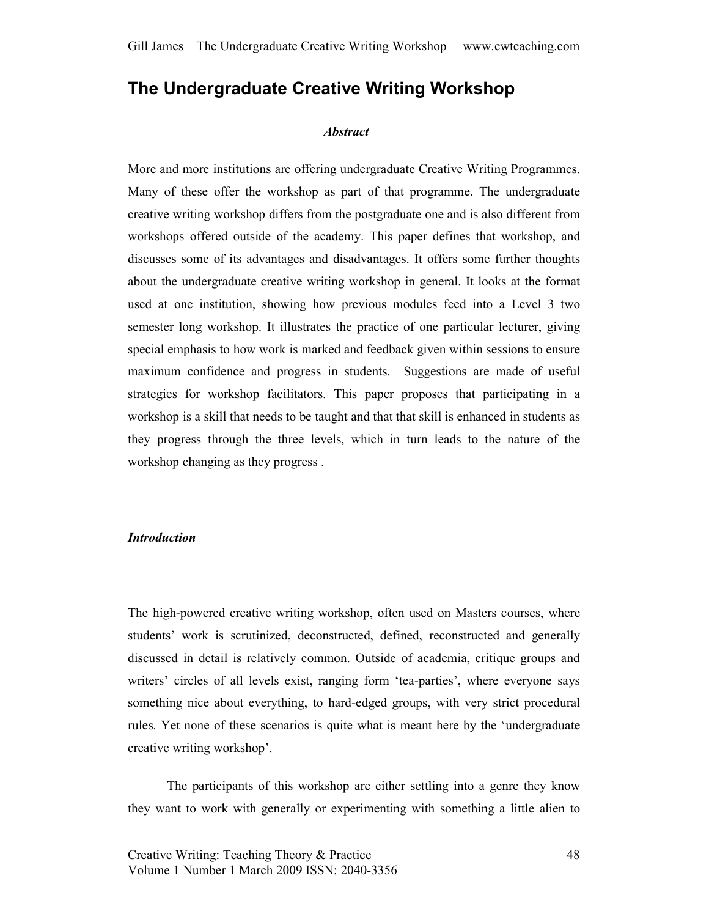# The Undergraduate Creative Writing Workshop

### *Abstract*

More and more institutions are offering undergraduate Creative Writing Programmes. Many of these offer the workshop as part of that programme. The undergraduate creative writing workshop differs from the postgraduate one and is also different from workshops offered outside of the academy. This paper defines that workshop, and discusses some of its advantages and disadvantages. It offers some further thoughts about the undergraduate creative writing workshop in general. It looks at the format used at one institution, showing how previous modules feed into a Level 3 two semester long workshop. It illustrates the practice of one particular lecturer, giving special emphasis to how work is marked and feedback given within sessions to ensure maximum confidence and progress in students. Suggestions are made of useful strategies for workshop facilitators. This paper proposes that participating in a workshop is a skill that needs to be taught and that that skill is enhanced in students as they progress through the three levels, which in turn leads to the nature of the workshop changing as they progress .

### *Introduction*

The high-powered creative writing workshop, often used on Masters courses, where students' work is scrutinized, deconstructed, defined, reconstructed and generally discussed in detail is relatively common. Outside of academia, critique groups and writers' circles of all levels exist, ranging form 'tea-parties', where everyone says something nice about everything, to hard-edged groups, with very strict procedural rules. Yet none of these scenarios is quite what is meant here by the 'undergraduate creative writing workshop'.

The participants of this workshop are either settling into a genre they know they want to work with generally or experimenting with something a little alien to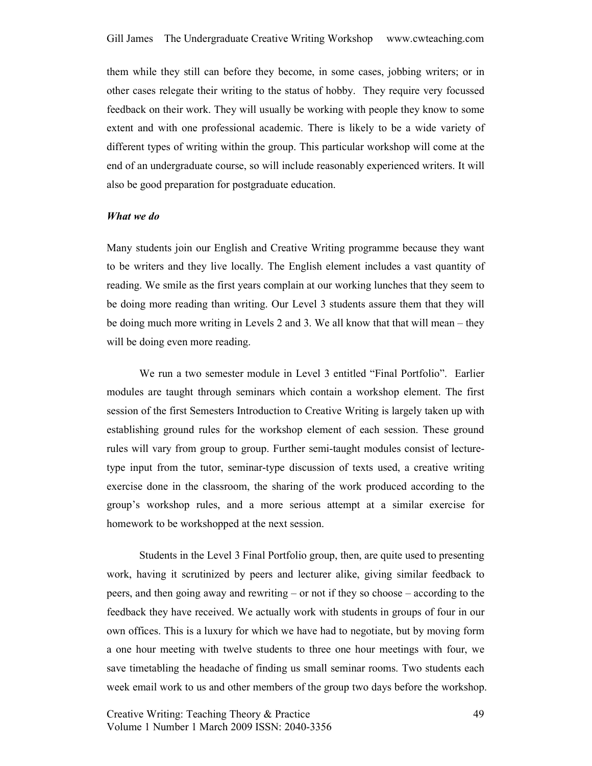them while they still can before they become, in some cases, jobbing writers; or in other cases relegate their writing to the status of hobby. They require very focussed feedback on their work. They will usually be working with people they know to some extent and with one professional academic. There is likely to be a wide variety of different types of writing within the group. This particular workshop will come at the end of an undergraduate course, so will include reasonably experienced writers. It will also be good preparation for postgraduate education.

***What we do***

Many students join our English and Creative Writing programme because they want to be writers and they live locally. The English element includes a vast quantity of reading. We smile as the first years complain at our working lunches that they seem to be doing more reading than writing. Our Level 3 students assure them that they will be doing much more writing in Levels 2 and 3. We all know that that will mean – they will be doing even more reading.

We run a two semester module in Level 3 entitled "Final Portfolio". Earlier modules are taught through seminars which contain a workshop element. The first session of the first Semesters Introduction to Creative Writing is largely taken up with establishing ground rules for the workshop element of each session. These ground rules will vary from group to group. Further semi-taught modules consist of lecture-type input from the tutor, seminar-type discussion of texts used, a creative writing exercise done in the classroom, the sharing of the work produced according to the group's workshop rules, and a more serious attempt at a similar exercise for homework to be workshopped at the next session.

Students in the Level 3 Final Portfolio group, then, are quite used to presenting work, having it scrutinized by peers and lecturer alike, giving similar feedback to peers, and then going away and rewriting – or not if they so choose – according to the feedback they have received. We actually work with students in groups of four in our own offices. This is a luxury for which we have had to negotiate, but by moving form a one hour meeting with twelve students to three one hour meetings with four, we save timetabling the headache of finding us small seminar rooms. Two students each week email work to us and other members of the group two days before the workshop.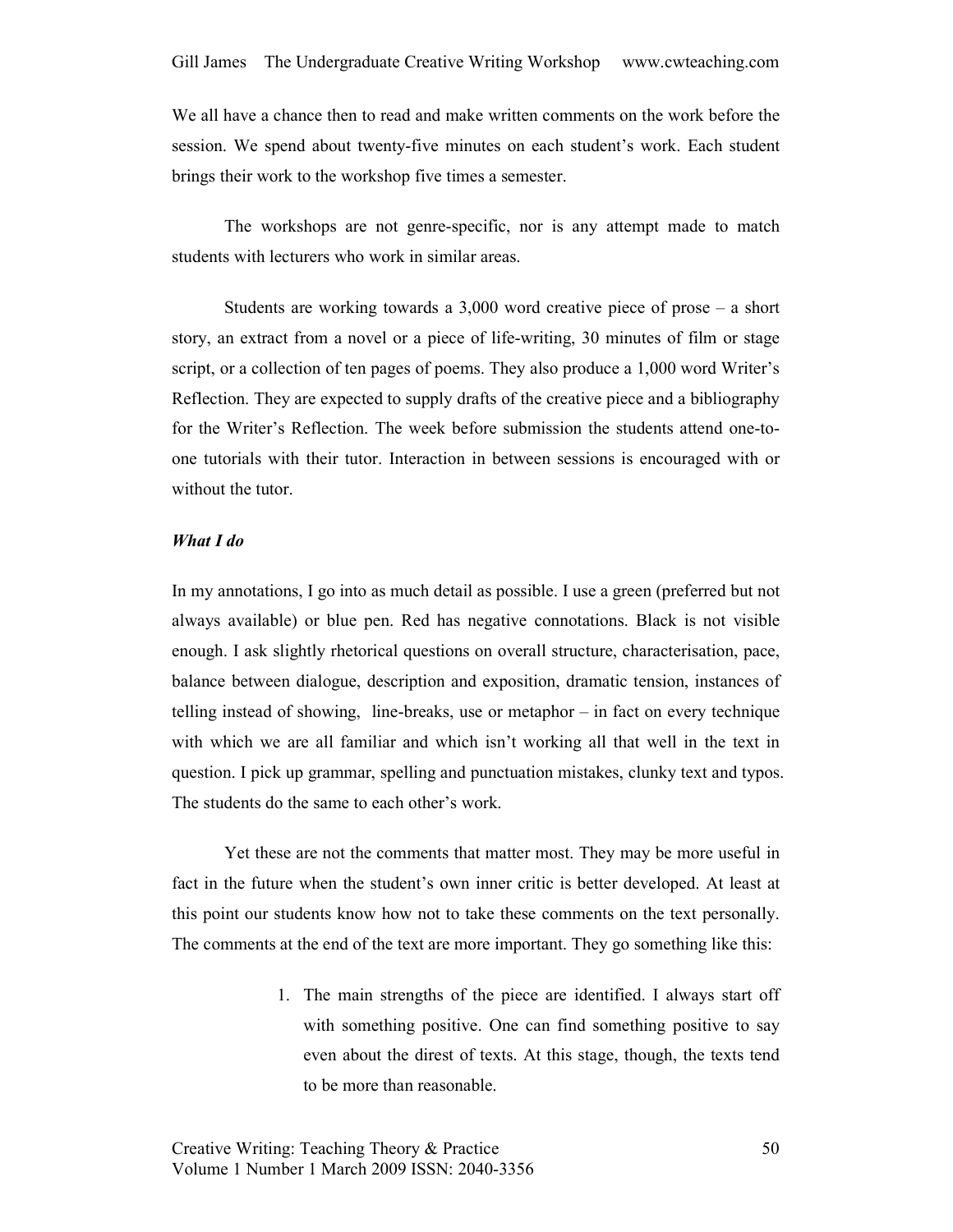We all have a chance then to read and make written comments on the work before the session. We spend about twenty-five minutes on each student's work. Each student brings their work to the workshop five times a semester.

The workshops are not genre-specific, nor is any attempt made to match students with lecturers who work in similar areas.

Students are working towards a 3,000 word creative piece of prose – a short story, an extract from a novel or a piece of life-writing, 30 minutes of film or stage script, or a collection of ten pages of poems. They also produce a 1,000 word Writer's Reflection. They are expected to supply drafts of the creative piece and a bibliography for the Writer's Reflection. The week before submission the students attend one-to-one tutorials with their tutor. Interaction in between sessions is encouraged with or without the tutor.

***What I do***

In my annotations, I go into as much detail as possible. I use a green (preferred but not always available) or blue pen. Red has negative connotations. Black is not visible enough. I ask slightly rhetorical questions on overall structure, characterisation, pace, balance between dialogue, description and exposition, dramatic tension, instances of telling instead of showing, line-breaks, use or metaphor – in fact on every technique with which we are all familiar and which isn't working all that well in the text in question. I pick up grammar, spelling and punctuation mistakes, clunky text and typos. The students do the same to each other's work.

Yet these are not the comments that matter most. They may be more useful in fact in the future when the student's own inner critic is better developed. At least at this point our students know how not to take these comments on the text personally. The comments at the end of the text are more important. They go something like this:

1. The main strengths of the piece are identified. I always start off with something positive. One can find something positive to say even about the direst of texts. At this stage, though, the texts tend to be more than reasonable.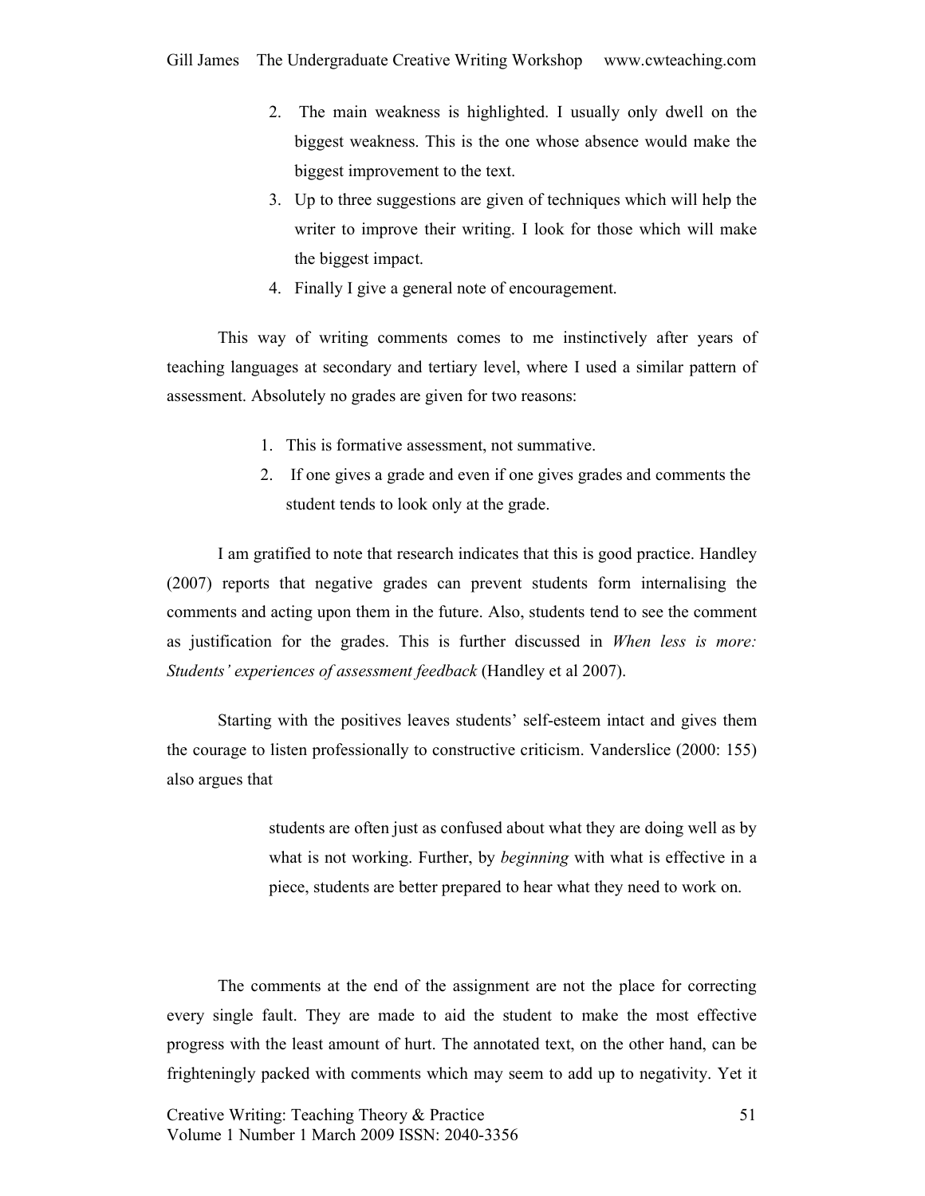2. The main weakness is highlighted. I usually only dwell on the biggest weakness. This is the one whose absence would make the biggest improvement to the text.
3. Up to three suggestions are given of techniques which will help the writer to improve their writing. I look for those which will make the biggest impact.
4. Finally I give a general note of encouragement.

This way of writing comments comes to me instinctively after years of teaching languages at secondary and tertiary level, where I used a similar pattern of assessment. Absolutely no grades are given for two reasons:

1. This is formative assessment, not summative.
2. If one gives a grade and even if one gives grades and comments the student tends to look only at the grade.

I am gratified to note that research indicates that this is good practice. Handley (2007) reports that negative grades can prevent students form internalising the comments and acting upon them in the future. Also, students tend to see the comment as justification for the grades. This is further discussed in *When less is more: Students' experiences of assessment feedback* (Handley et al 2007).

Starting with the positives leaves students' self-esteem intact and gives them the courage to listen professionally to constructive criticism. Vanderslice (2000: 155) also argues that

> students are often just as confused about what they are doing well as by what is not working. Further, by *beginning* with what is effective in a piece, students are better prepared to hear what they need to work on.

The comments at the end of the assignment are not the place for correcting every single fault. They are made to aid the student to make the most effective progress with the least amount of hurt. The annotated text, on the other hand, can be frighteningly packed with comments which may seem to add up to negativity. Yet it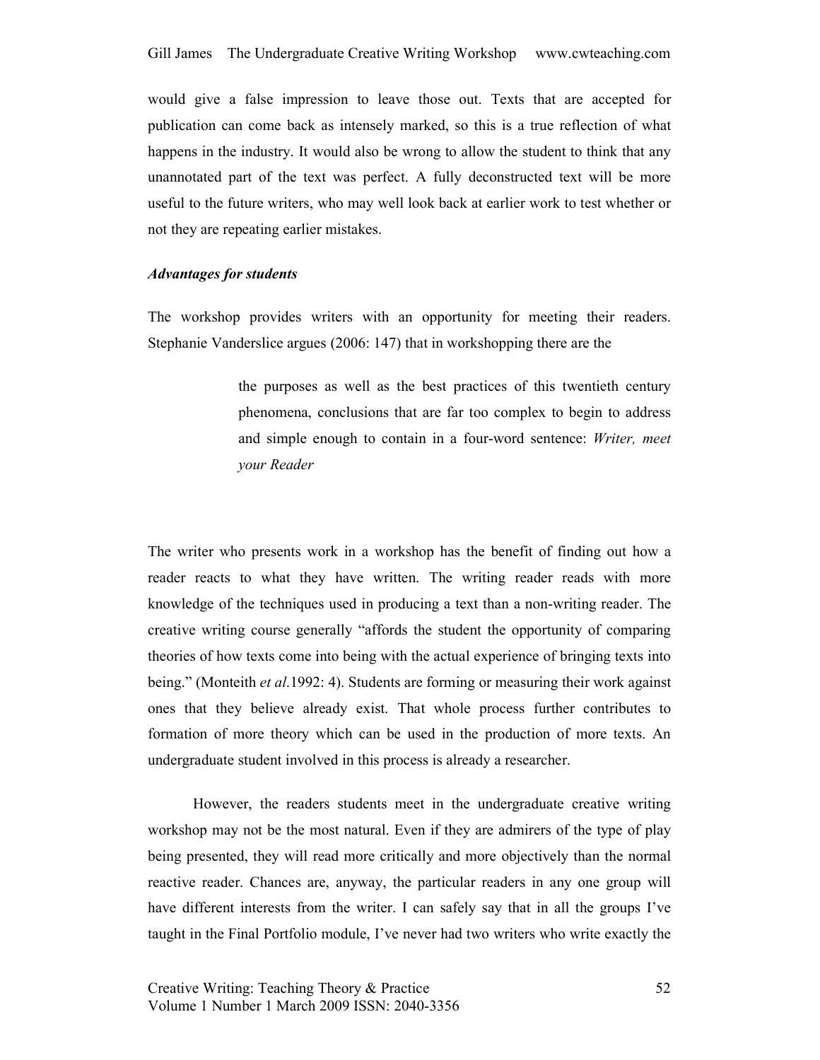would give a false impression to leave those out. Texts that are accepted for publication can come back as intensely marked, so this is a true reflection of what happens in the industry. It would also be wrong to allow the student to think that any unannotated part of the text was perfect. A fully deconstructed text will be more useful to the future writers, who may well look back at earlier work to test whether or not they are repeating earlier mistakes.

***Advantages for students***

The workshop provides writers with an opportunity for meeting their readers. Stephanie Vanderslice argues (2006: 147) that in workshopping there are the

> the purposes as well as the best practices of this twentieth century phenomena, conclusions that are far too complex to begin to address and simple enough to contain in a four-word sentence: *Writer, meet your Reader*

The writer who presents work in a workshop has the benefit of finding out how a reader reacts to what they have written. The writing reader reads with more knowledge of the techniques used in producing a text than a non-writing reader. The creative writing course generally "affords the student the opportunity of comparing theories of how texts come into being with the actual experience of bringing texts into being." (Monteith *et al.*1992: 4). Students are forming or measuring their work against ones that they believe already exist. That whole process further contributes to formation of more theory which can be used in the production of more texts. An undergraduate student involved in this process is already a researcher.

However, the readers students meet in the undergraduate creative writing workshop may not be the most natural. Even if they are admirers of the type of play being presented, they will read more critically and more objectively than the normal reactive reader. Chances are, anyway, the particular readers in any one group will have different interests from the writer. I can safely say that in all the groups I've taught in the Final Portfolio module, I've never had two writers who write exactly the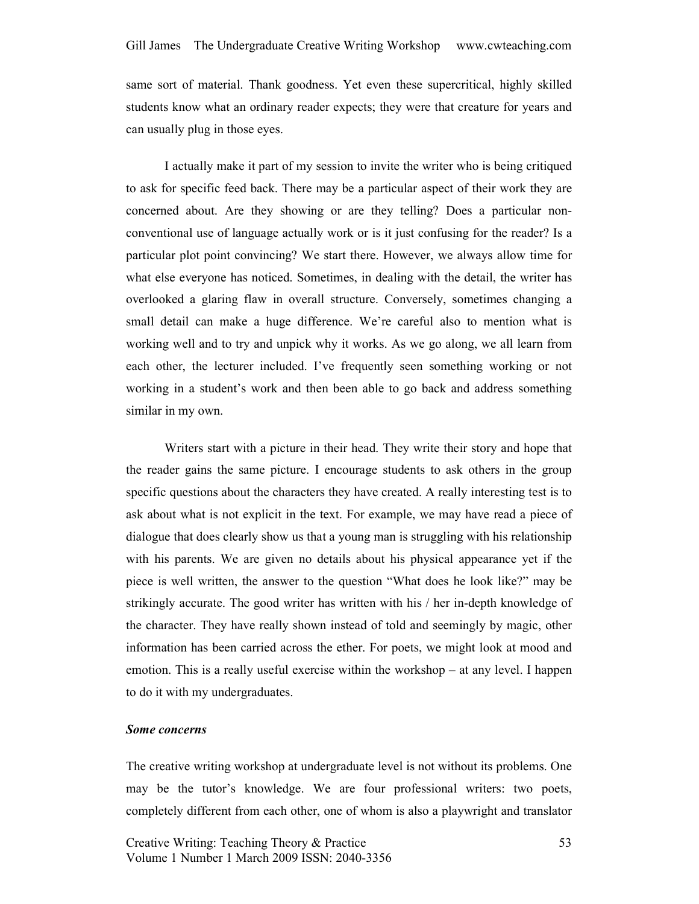same sort of material. Thank goodness. Yet even these supercritical, highly skilled students know what an ordinary reader expects; they were that creature for years and can usually plug in those eyes.

I actually make it part of my session to invite the writer who is being critiqued to ask for specific feed back. There may be a particular aspect of their work they are concerned about. Are they showing or are they telling? Does a particular non-conventional use of language actually work or is it just confusing for the reader? Is a particular plot point convincing? We start there. However, we always allow time for what else everyone has noticed. Sometimes, in dealing with the detail, the writer has overlooked a glaring flaw in overall structure. Conversely, sometimes changing a small detail can make a huge difference. We're careful also to mention what is working well and to try and unpick why it works. As we go along, we all learn from each other, the lecturer included. I've frequently seen something working or not working in a student's work and then been able to go back and address something similar in my own.

Writers start with a picture in their head. They write their story and hope that the reader gains the same picture. I encourage students to ask others in the group specific questions about the characters they have created. A really interesting test is to ask about what is not explicit in the text. For example, we may have read a piece of dialogue that does clearly show us that a young man is struggling with his relationship with his parents. We are given no details about his physical appearance yet if the piece is well written, the answer to the question "What does he look like?" may be strikingly accurate. The good writer has written with his / her in-depth knowledge of the character. They have really shown instead of told and seemingly by magic, other information has been carried across the ether. For poets, we might look at mood and emotion. This is a really useful exercise within the workshop – at any level. I happen to do it with my undergraduates.

***Some concerns***

The creative writing workshop at undergraduate level is not without its problems. One may be the tutor's knowledge. We are four professional writers: two poets, completely different from each other, one of whom is also a playwright and translator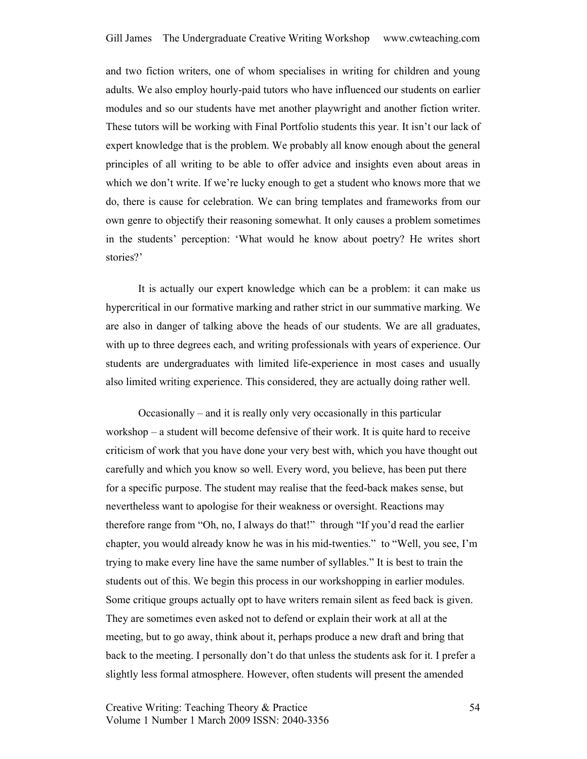and two fiction writers, one of whom specialises in writing for children and young adults. We also employ hourly-paid tutors who have influenced our students on earlier modules and so our students have met another playwright and another fiction writer. These tutors will be working with Final Portfolio students this year. It isn't our lack of expert knowledge that is the problem. We probably all know enough about the general principles of all writing to be able to offer advice and insights even about areas in which we don't write. If we're lucky enough to get a student who knows more that we do, there is cause for celebration. We can bring templates and frameworks from our own genre to objectify their reasoning somewhat. It only causes a problem sometimes in the students' perception: 'What would he know about poetry? He writes short stories?'

It is actually our expert knowledge which can be a problem: it can make us hypercritical in our formative marking and rather strict in our summative marking. We are also in danger of talking above the heads of our students. We are all graduates, with up to three degrees each, and writing professionals with years of experience. Our students are undergraduates with limited life-experience in most cases and usually also limited writing experience. This considered, they are actually doing rather well.

Occasionally – and it is really only very occasionally in this particular workshop – a student will become defensive of their work. It is quite hard to receive criticism of work that you have done your very best with, which you have thought out carefully and which you know so well. Every word, you believe, has been put there for a specific purpose. The student may realise that the feed-back makes sense, but nevertheless want to apologise for their weakness or oversight. Reactions may therefore range from "Oh, no, I always do that!" through "If you'd read the earlier chapter, you would already know he was in his mid-twenties." to "Well, you see, I'm trying to make every line have the same number of syllables." It is best to train the students out of this. We begin this process in our workshopping in earlier modules. Some critique groups actually opt to have writers remain silent as feed back is given. They are sometimes even asked not to defend or explain their work at all at the meeting, but to go away, think about it, perhaps produce a new draft and bring that back to the meeting. I personally don't do that unless the students ask for it. I prefer a slightly less formal atmosphere. However, often students will present the amended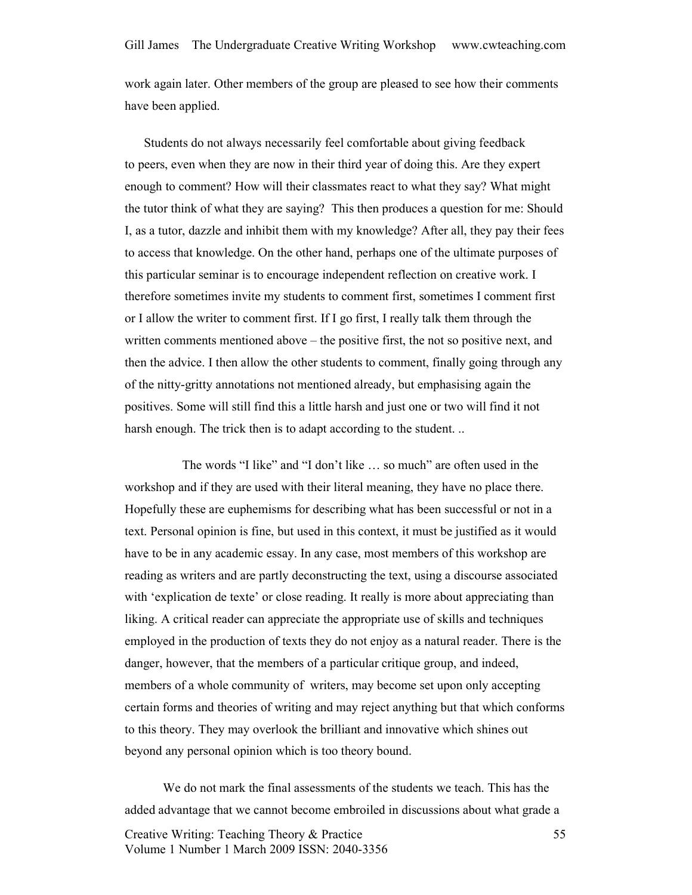work again later. Other members of the group are pleased to see how their comments have been applied.

Students do not always necessarily feel comfortable about giving feedback to peers, even when they are now in their third year of doing this. Are they expert enough to comment? How will their classmates react to what they say? What might the tutor think of what they are saying? This then produces a question for me: Should I, as a tutor, dazzle and inhibit them with my knowledge? After all, they pay their fees to access that knowledge. On the other hand, perhaps one of the ultimate purposes of this particular seminar is to encourage independent reflection on creative work. I therefore sometimes invite my students to comment first, sometimes I comment first or I allow the writer to comment first. If I go first, I really talk them through the written comments mentioned above – the positive first, the not so positive next, and then the advice. I then allow the other students to comment, finally going through any of the nitty-gritty annotations not mentioned already, but emphasising again the positives. Some will still find this a little harsh and just one or two will find it not harsh enough. The trick then is to adapt according to the student. ..

The words "I like" and "I don't like … so much" are often used in the workshop and if they are used with their literal meaning, they have no place there. Hopefully these are euphemisms for describing what has been successful or not in a text. Personal opinion is fine, but used in this context, it must be justified as it would have to be in any academic essay. In any case, most members of this workshop are reading as writers and are partly deconstructing the text, using a discourse associated with 'explication de texte' or close reading. It really is more about appreciating than liking. A critical reader can appreciate the appropriate use of skills and techniques employed in the production of texts they do not enjoy as a natural reader. There is the danger, however, that the members of a particular critique group, and indeed, members of a whole community of writers, may become set upon only accepting certain forms and theories of writing and may reject anything but that which conforms to this theory. They may overlook the brilliant and innovative which shines out beyond any personal opinion which is too theory bound.

We do not mark the final assessments of the students we teach. This has the added advantage that we cannot become embroiled in discussions about what grade a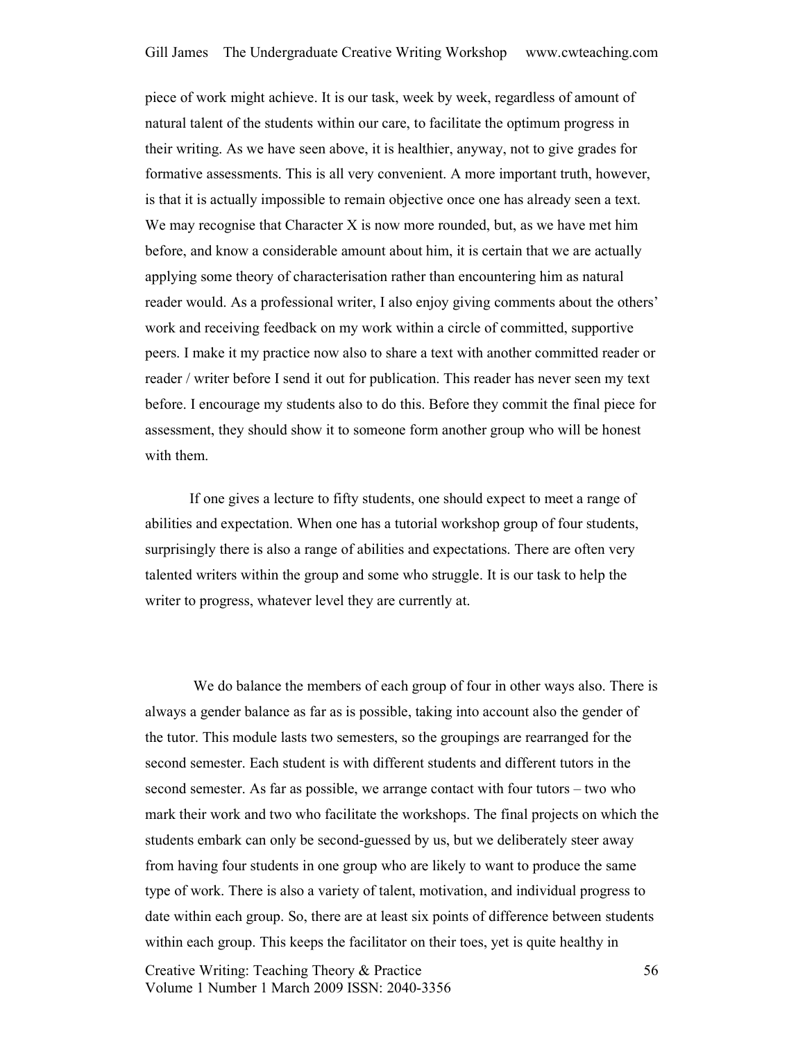piece of work might achieve. It is our task, week by week, regardless of amount of natural talent of the students within our care, to facilitate the optimum progress in their writing. As we have seen above, it is healthier, anyway, not to give grades for formative assessments. This is all very convenient. A more important truth, however, is that it is actually impossible to remain objective once one has already seen a text. We may recognise that Character X is now more rounded, but, as we have met him before, and know a considerable amount about him, it is certain that we are actually applying some theory of characterisation rather than encountering him as natural reader would. As a professional writer, I also enjoy giving comments about the others' work and receiving feedback on my work within a circle of committed, supportive peers. I make it my practice now also to share a text with another committed reader or reader / writer before I send it out for publication. This reader has never seen my text before. I encourage my students also to do this. Before they commit the final piece for assessment, they should show it to someone form another group who will be honest with them.

If one gives a lecture to fifty students, one should expect to meet a range of abilities and expectation. When one has a tutorial workshop group of four students, surprisingly there is also a range of abilities and expectations. There are often very talented writers within the group and some who struggle. It is our task to help the writer to progress, whatever level they are currently at.

We do balance the members of each group of four in other ways also. There is always a gender balance as far as is possible, taking into account also the gender of the tutor. This module lasts two semesters, so the groupings are rearranged for the second semester. Each student is with different students and different tutors in the second semester. As far as possible, we arrange contact with four tutors – two who mark their work and two who facilitate the workshops. The final projects on which the students embark can only be second-guessed by us, but we deliberately steer away from having four students in one group who are likely to want to produce the same type of work. There is also a variety of talent, motivation, and individual progress to date within each group. So, there are at least six points of difference between students within each group. This keeps the facilitator on their toes, yet is quite healthy in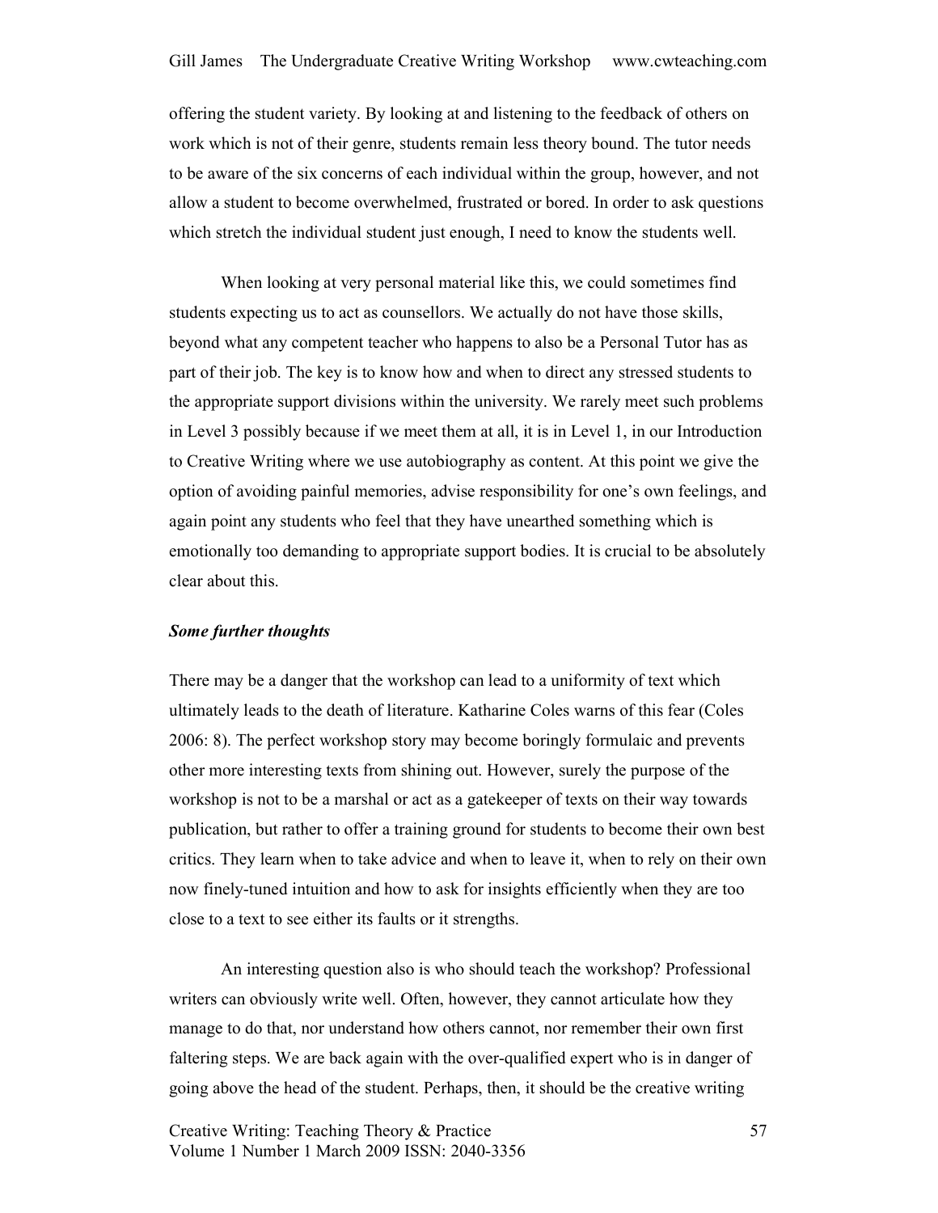offering the student variety. By looking at and listening to the feedback of others on work which is not of their genre, students remain less theory bound. The tutor needs to be aware of the six concerns of each individual within the group, however, and not allow a student to become overwhelmed, frustrated or bored. In order to ask questions which stretch the individual student just enough, I need to know the students well.

When looking at very personal material like this, we could sometimes find students expecting us to act as counsellors. We actually do not have those skills, beyond what any competent teacher who happens to also be a Personal Tutor has as part of their job. The key is to know how and when to direct any stressed students to the appropriate support divisions within the university. We rarely meet such problems in Level 3 possibly because if we meet them at all, it is in Level 1, in our Introduction to Creative Writing where we use autobiography as content. At this point we give the option of avoiding painful memories, advise responsibility for one's own feelings, and again point any students who feel that they have unearthed something which is emotionally too demanding to appropriate support bodies. It is crucial to be absolutely clear about this.

***Some further thoughts***

There may be a danger that the workshop can lead to a uniformity of text which ultimately leads to the death of literature. Katharine Coles warns of this fear (Coles 2006: 8). The perfect workshop story may become boringly formulaic and prevents other more interesting texts from shining out. However, surely the purpose of the workshop is not to be a marshal or act as a gatekeeper of texts on their way towards publication, but rather to offer a training ground for students to become their own best critics. They learn when to take advice and when to leave it, when to rely on their own now finely-tuned intuition and how to ask for insights efficiently when they are too close to a text to see either its faults or it strengths.

An interesting question also is who should teach the workshop? Professional writers can obviously write well. Often, however, they cannot articulate how they manage to do that, nor understand how others cannot, nor remember their own first faltering steps. We are back again with the over-qualified expert who is in danger of going above the head of the student. Perhaps, then, it should be the creative writing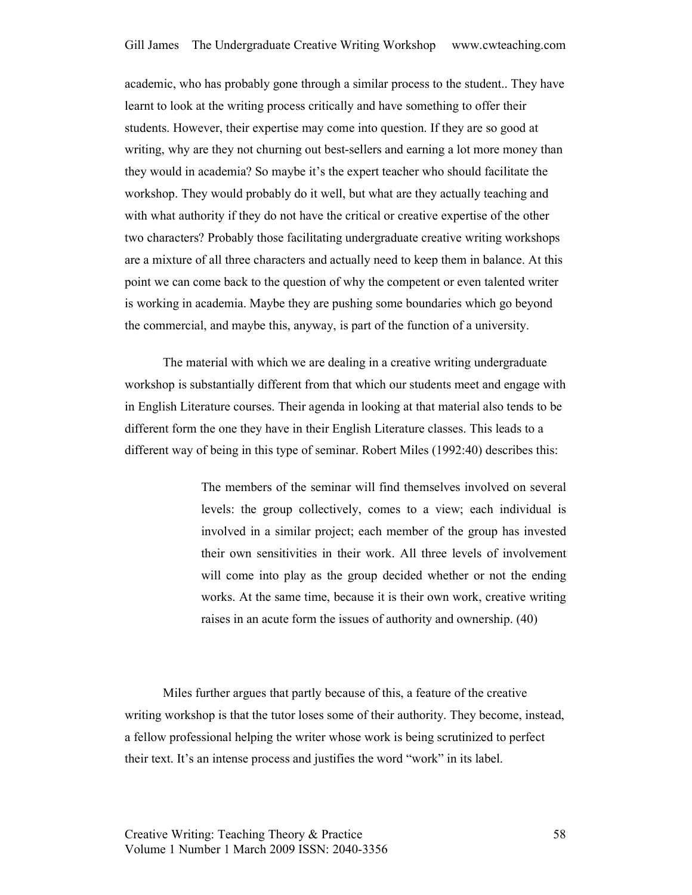academic, who has probably gone through a similar process to the student.. They have learnt to look at the writing process critically and have something to offer their students. However, their expertise may come into question. If they are so good at writing, why are they not churning out best-sellers and earning a lot more money than they would in academia? So maybe it's the expert teacher who should facilitate the workshop. They would probably do it well, but what are they actually teaching and with what authority if they do not have the critical or creative expertise of the other two characters? Probably those facilitating undergraduate creative writing workshops are a mixture of all three characters and actually need to keep them in balance. At this point we can come back to the question of why the competent or even talented writer is working in academia. Maybe they are pushing some boundaries which go beyond the commercial, and maybe this, anyway, is part of the function of a university.

The material with which we are dealing in a creative writing undergraduate workshop is substantially different from that which our students meet and engage with in English Literature courses. Their agenda in looking at that material also tends to be different form the one they have in their English Literature classes. This leads to a different way of being in this type of seminar. Robert Miles (1992:40) describes this:

> The members of the seminar will find themselves involved on several levels: the group collectively, comes to a view; each individual is involved in a similar project; each member of the group has invested their own sensitivities in their work. All three levels of involvement will come into play as the group decided whether or not the ending works. At the same time, because it is their own work, creative writing raises in an acute form the issues of authority and ownership. (40)

Miles further argues that partly because of this, a feature of the creative writing workshop is that the tutor loses some of their authority. They become, instead, a fellow professional helping the writer whose work is being scrutinized to perfect their text. It's an intense process and justifies the word "work" in its label.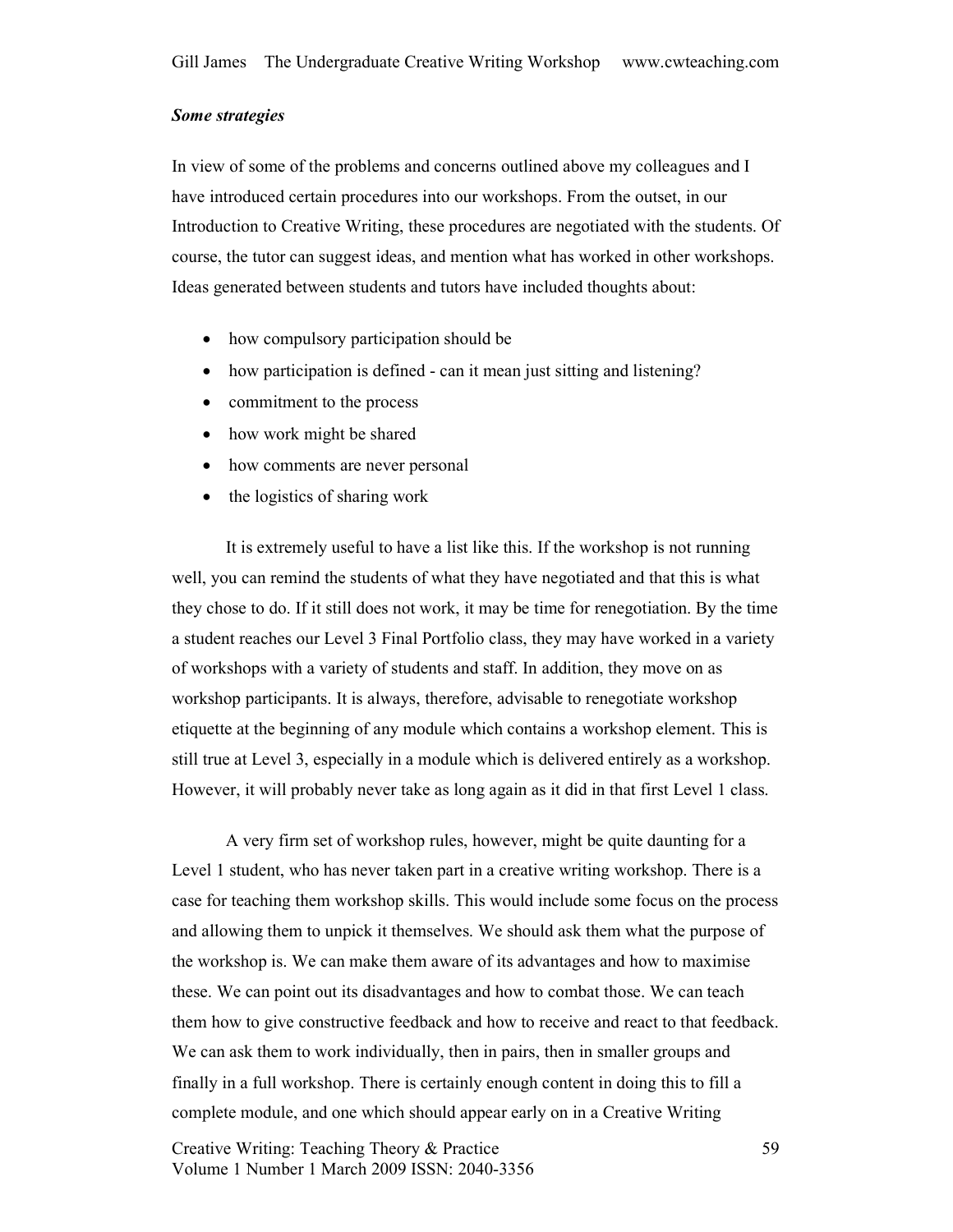***Some strategies***

In view of some of the problems and concerns outlined above my colleagues and I have introduced certain procedures into our workshops. From the outset, in our Introduction to Creative Writing, these procedures are negotiated with the students. Of course, the tutor can suggest ideas, and mention what has worked in other workshops. Ideas generated between students and tutors have included thoughts about:

- how compulsory participation should be
- how participation is defined - can it mean just sitting and listening?
- commitment to the process
- how work might be shared
- how comments are never personal
- the logistics of sharing work

It is extremely useful to have a list like this. If the workshop is not running well, you can remind the students of what they have negotiated and that this is what they chose to do. If it still does not work, it may be time for renegotiation. By the time a student reaches our Level 3 Final Portfolio class, they may have worked in a variety of workshops with a variety of students and staff. In addition, they move on as workshop participants. It is always, therefore, advisable to renegotiate workshop etiquette at the beginning of any module which contains a workshop element. This is still true at Level 3, especially in a module which is delivered entirely as a workshop. However, it will probably never take as long again as it did in that first Level 1 class.

A very firm set of workshop rules, however, might be quite daunting for a Level 1 student, who has never taken part in a creative writing workshop. There is a case for teaching them workshop skills. This would include some focus on the process and allowing them to unpick it themselves. We should ask them what the purpose of the workshop is. We can make them aware of its advantages and how to maximise these. We can point out its disadvantages and how to combat those. We can teach them how to give constructive feedback and how to receive and react to that feedback. We can ask them to work individually, then in pairs, then in smaller groups and finally in a full workshop. There is certainly enough content in doing this to fill a complete module, and one which should appear early on in a Creative Writing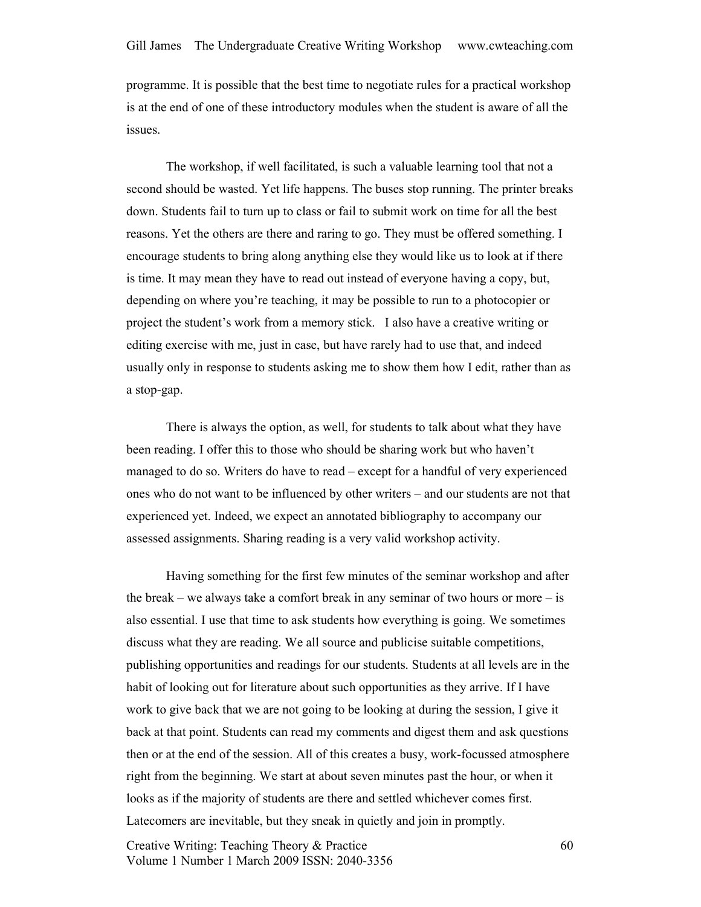programme. It is possible that the best time to negotiate rules for a practical workshop is at the end of one of these introductory modules when the student is aware of all the issues.

The workshop, if well facilitated, is such a valuable learning tool that not a second should be wasted. Yet life happens. The buses stop running. The printer breaks down. Students fail to turn up to class or fail to submit work on time for all the best reasons. Yet the others are there and raring to go. They must be offered something. I encourage students to bring along anything else they would like us to look at if there is time. It may mean they have to read out instead of everyone having a copy, but, depending on where you're teaching, it may be possible to run to a photocopier or project the student's work from a memory stick. I also have a creative writing or editing exercise with me, just in case, but have rarely had to use that, and indeed usually only in response to students asking me to show them how I edit, rather than as a stop-gap.

There is always the option, as well, for students to talk about what they have been reading. I offer this to those who should be sharing work but who haven't managed to do so. Writers do have to read – except for a handful of very experienced ones who do not want to be influenced by other writers – and our students are not that experienced yet. Indeed, we expect an annotated bibliography to accompany our assessed assignments. Sharing reading is a very valid workshop activity.

Having something for the first few minutes of the seminar workshop and after the break – we always take a comfort break in any seminar of two hours or more – is also essential. I use that time to ask students how everything is going. We sometimes discuss what they are reading. We all source and publicise suitable competitions, publishing opportunities and readings for our students. Students at all levels are in the habit of looking out for literature about such opportunities as they arrive. If I have work to give back that we are not going to be looking at during the session, I give it back at that point. Students can read my comments and digest them and ask questions then or at the end of the session. All of this creates a busy, work-focussed atmosphere right from the beginning. We start at about seven minutes past the hour, or when it looks as if the majority of students are there and settled whichever comes first. Latecomers are inevitable, but they sneak in quietly and join in promptly.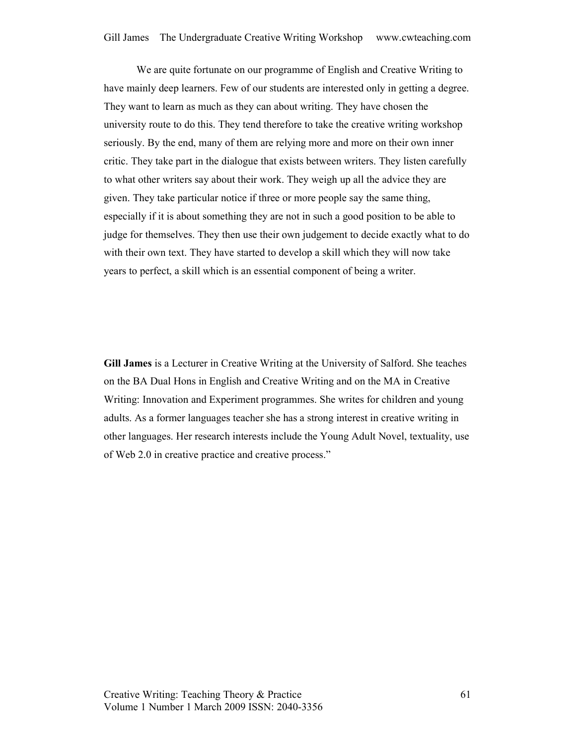We are quite fortunate on our programme of English and Creative Writing to have mainly deep learners. Few of our students are interested only in getting a degree. They want to learn as much as they can about writing. They have chosen the university route to do this. They tend therefore to take the creative writing workshop seriously. By the end, many of them are relying more and more on their own inner critic. They take part in the dialogue that exists between writers. They listen carefully to what other writers say about their work. They weigh up all the advice they are given. They take particular notice if three or more people say the same thing, especially if it is about something they are not in such a good position to be able to judge for themselves. They then use their own judgement to decide exactly what to do with their own text. They have started to develop a skill which they will now take years to perfect, a skill which is an essential component of being a writer.

**Gill James** is a Lecturer in Creative Writing at the University of Salford. She teaches on the BA Dual Hons in English and Creative Writing and on the MA in Creative Writing: Innovation and Experiment programmes. She writes for children and young adults. As a former languages teacher she has a strong interest in creative writing in other languages. Her research interests include the Young Adult Novel, textuality, use of Web 2.0 in creative practice and creative process."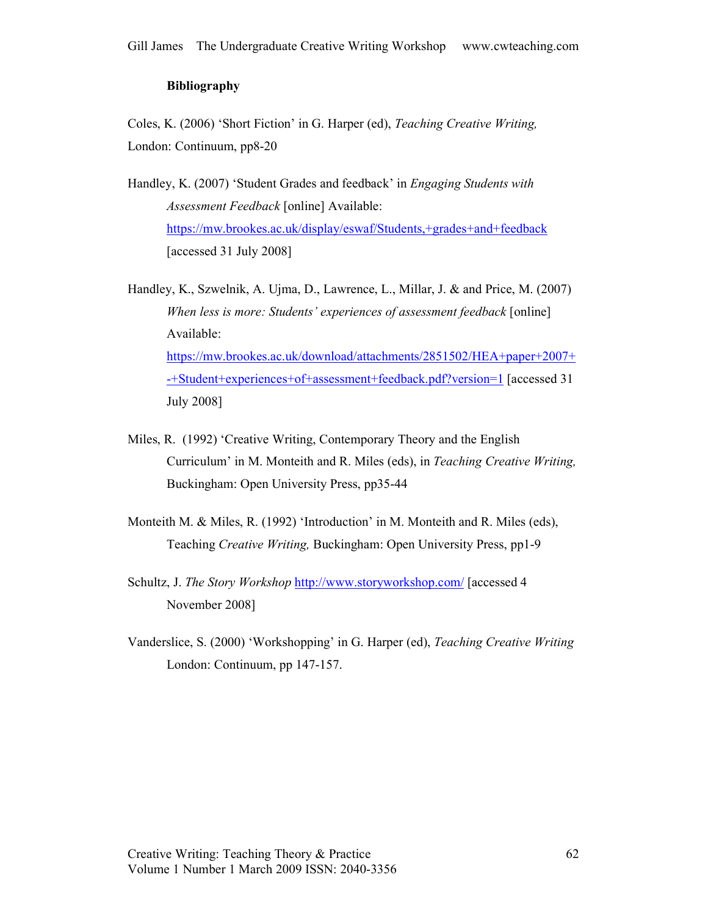## Bibliography

Coles, K. (2006) 'Short Fiction' in G. Harper (ed), *Teaching Creative Writing,* London: Continuum, pp8-20

Handley, K. (2007) 'Student Grades and feedback' in *Engaging Students with Assessment Feedback* [online] Available: https://mw.brookes.ac.uk/display/eswaf/Students,+grades+and+feedback [accessed 31 July 2008]

Handley, K., Szwelnik, A. Ujma, D., Lawrence, L., Millar, J. & and Price, M. (2007) *When less is more: Students' experiences of assessment feedback* [online] Available: https://mw.brookes.ac.uk/download/attachments/2851502/HEA+paper+2007+-+Student+experiences+of+assessment+feedback.pdf?version=1 [accessed 31 July 2008]

Miles, R. (1992) 'Creative Writing, Contemporary Theory and the English Curriculum' in M. Monteith and R. Miles (eds), in *Teaching Creative Writing,* Buckingham: Open University Press, pp35-44

Monteith M. & Miles, R. (1992) 'Introduction' in M. Monteith and R. Miles (eds), Teaching *Creative Writing,* Buckingham: Open University Press, pp1-9

Schultz, J. *The Story Workshop* http://www.storyworkshop.com/ [accessed 4 November 2008]

Vanderslice, S. (2000) 'Workshopping' in G. Harper (ed), *Teaching Creative Writing* London: Continuum, pp 147-157.